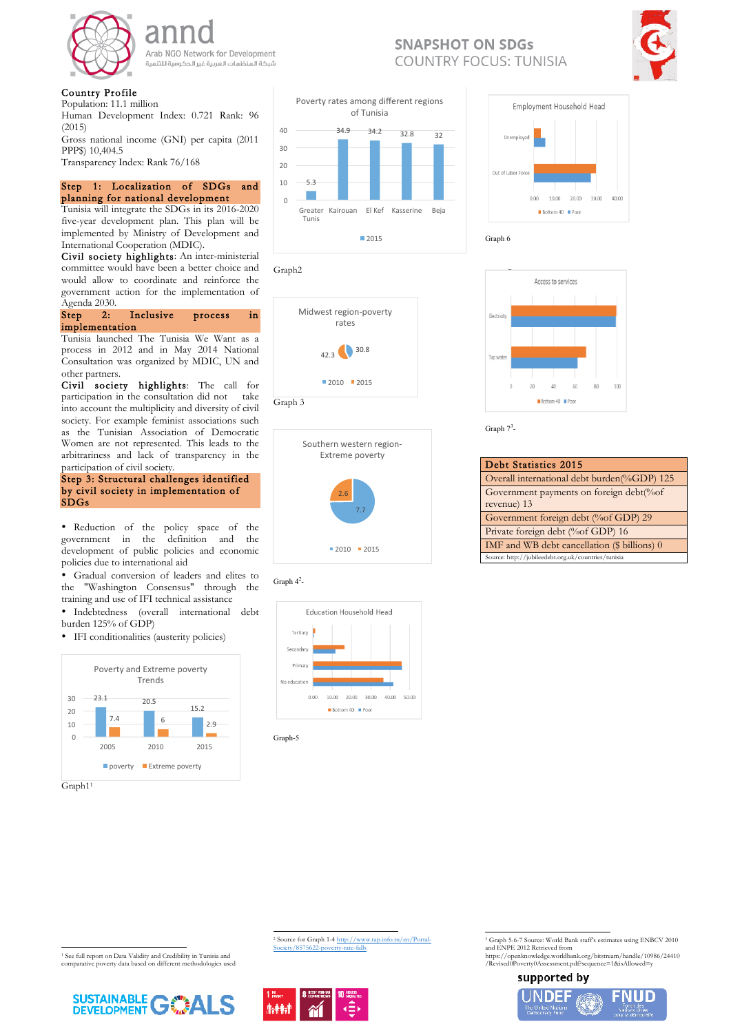annd
Arab NGO Network for Development
شبكة المنظمات العربية غير الحكومية للتنمية

# SNAPSHOT ON SDGs
## COUNTRY FOCUS: TUNISIA

### Country Profile

Population: 11.1 million
Human Development Index: 0.721 Rank: 96 (2015)
Gross national income (GNI) per capita (2011 PPP$) 10,404.5
Transparency Index: Rank 76/168

### Step 1: Localization of SDGs and planning for national development

Tunisia will integrate the SDGs in its 2016-2020 five-year development plan. This plan will be implemented by Ministry of Development and International Cooperation (MDIC).

**Civil society highlights**: An inter-ministerial committee would have been a better choice and would allow to coordinate and reinforce the government action for the implementation of Agenda 2030.

### Step 2: Inclusive process in implementation

Tunisia launched The Tunisia We Want as a process in 2012 and in May 2014 National Consultation was organized by MDIC, UN and other partners.

**Civil society highlights**: The call for participation in the consultation did not take into account the multiplicity and diversity of civil society. For example feminist associations such as the Tunisian Association of Democratic Women are not represented. This leads to the arbitrariness and lack of transparency in the participation of civil society.

### Step 3: Structural challenges identified by civil society in implementation of SDGs

- Reduction of the policy space of the government in the definition and the development of public policies and economic policies due to international aid
- Gradual conversion of leaders and elites to the "Washington Consensus" through the training and use of IFI technical assistance
- Indebtedness (overall international debt burden 125% of GDP)
- IFI conditionalities (austerity policies)

Poverty and Extreme poverty Trends
30
20
10
0
2005: 23.1, 7.4
2010: 20.5, 6
2015: 15.2, 2.9
poverty
Extreme poverty

Graph1[1]

Poverty rates among different regions of Tunisia
40
30
20
10
0
Greater Tunis 5.3
Kairouan 34.9
El Kef 34.2
Kasserine 32.8
Beja 32
2015

Graph2

Midwest region-poverty rates
42.3
30.8
2010
2015

Graph 3

Southern western region-Extreme poverty
2.6
7.7
2010
2015

Graph 4[2]-

Education Household Head
Tertiary
Secondary
Primary
No education
0.00 10.00 20.00 30.00 40.00 50.00
Bottom 40
Poor

Graph-5

Employment Household Head
Unemployed
Out of Labor Force
0.00 10.00 20.00 30.00 40.00
Bottom 40
Poor

Graph 6

Access to services
Electricity
Tap water
0 20 40 60 80 100
Bottom 40
Poor

Graph 7[3]-

| Debt Statistics 2015 |
|---|
| Overall international debt burden(%GDP) 125 |
| Government payments on foreign debt(%of revenue) 13 |
| Government foreign debt (%of GDP) 29 |
| Private foreign debt (%of GDP) 16 |
| IMF and WB debt cancellation ($ billions) 0 |
| Source: http://jubileedebt.org.uk/countries/tunisia |

[1] See full report on Data Validity and Credibility in Tunisia and comparative poverty data based on different methodologies used

[2] Source for Graph 1-4 http://www.tap.info.tn/en/Portal-Society/8575622-poverty-rate-falls

[3] Graph 5-6-7 Source: World Bank staff's estimates using ENBCV 2010 and ENPE 2012 Retrieved from https://openknowledge.worldbank.org/bitstream/handle/10986/24410/Revised0Poverty0Assessment.pdf?sequence=1&isAllowed=y

SUSTAINABLE DEVELOPMENT GOALS

supported by
UNDEF The United Nations Democracy Fund
FNUD Fonds des Nations Unies pour la démocratie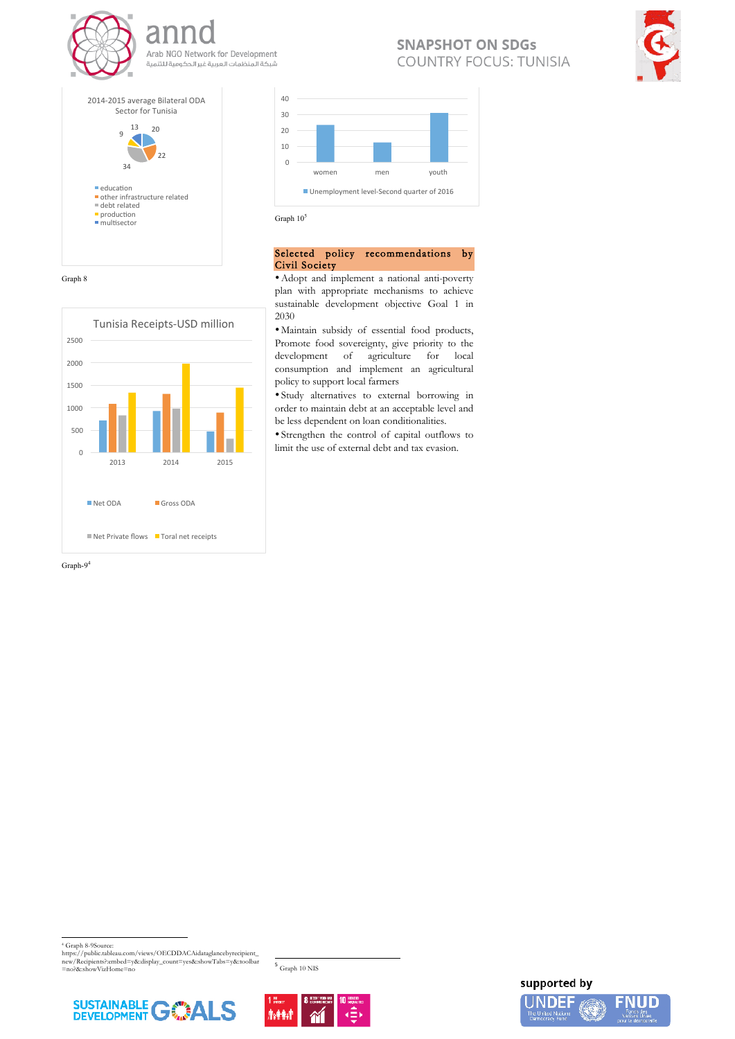2014-2015 average Bilateral ODA Sector for Tunisia

13
20
9
22
34

- education
- other infrastructure related
- debt related
- production
- multisector

Graph 8

Tunisia Receipts-USD million

2500
2000
1500
1000
500
0
2013
2014
2015

Net ODA
Gross ODA
Net Private flows
Toral net receipts

Graph-9[4]

40
30
20
10
0
women
men
youth

Unemployment level-Second quarter of 2016

Graph 10[5]

**Selected policy recommendations by Civil Society**

- Adopt and implement a national anti-poverty plan with appropriate mechanisms to achieve sustainable development objective Goal 1 in 2030
- Maintain subsidy of essential food products, Promote food sovereignty, give priority to the development of agriculture for local consumption and implement an agricultural policy to support local farmers
- Study alternatives to external borrowing in order to maintain debt at an acceptable level and be less dependent on loan conditionalities.
- Strengthen the control of capital outflows to limit the use of external debt and tax evasion.

[4] Graph 8-9Source: https://public.tableau.com/views/OECDDACAidataglancebyrecipient_new/Recipients?:embed=y&:display_count=yes&:showTabs=y&:toolbar=no?&:showVizHome=no

[5] Graph 10 NIS

supported by